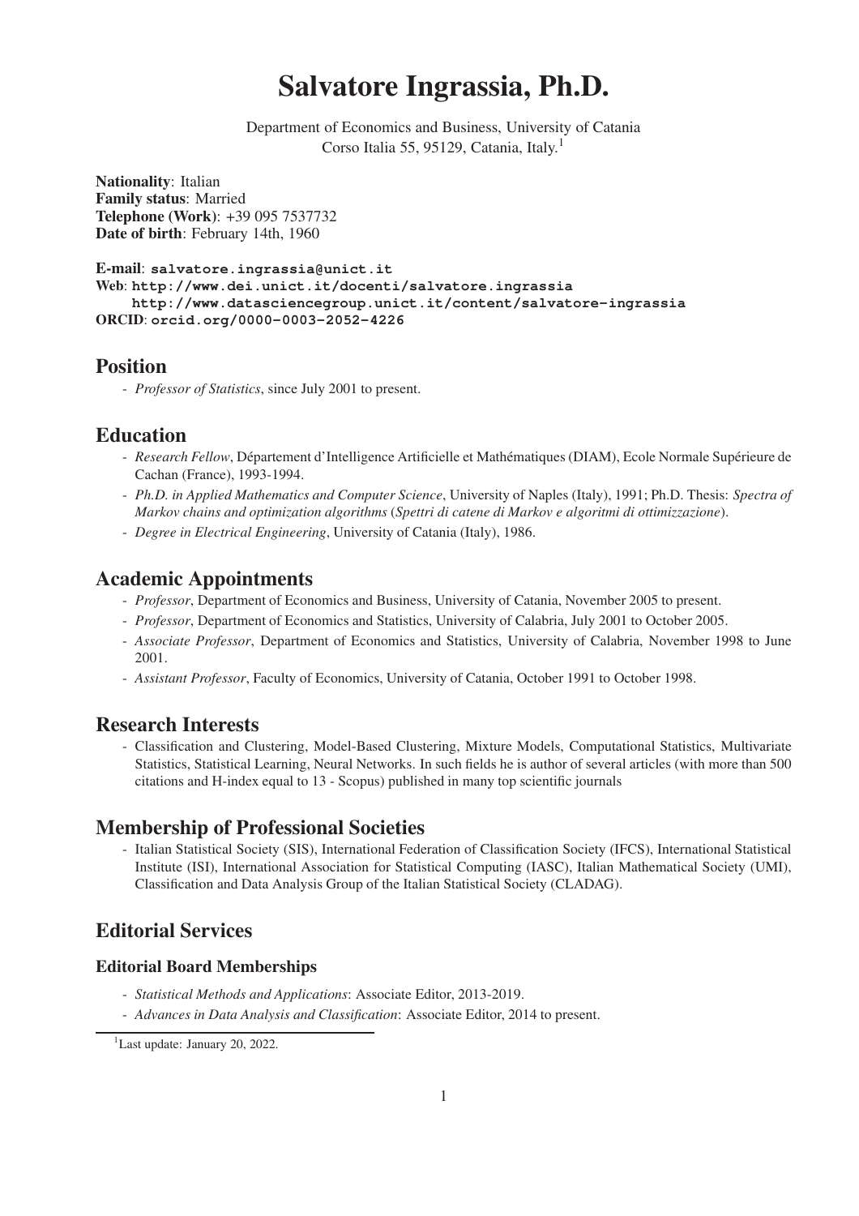# Salvatore Ingrassia, Ph.D.

Department of Economics and Business, University of Catania
Corso Italia 55, 95129, Catania, Italy.[1]

**Nationality**: Italian
**Family status**: Married
**Telephone (Work)**: +39 095 7537732
**Date of birth**: February 14th, 1960

**E-mail**: `salvatore.ingrassia@unict.it`
**Web**: `http://www.dei.unict.it/docenti/salvatore.ingrassia`
`http://www.datasciencegroup.unict.it/content/salvatore-ingrassia`
**ORCID**: `orcid.org/0000-0003-2052-4226`

## Position

- *Professor of Statistics*, since July 2001 to present.

## Education

- *Research Fellow*, Département d'Intelligence Artificielle et Mathématiques (DIAM), Ecole Normale Supérieure de Cachan (France), 1993-1994.
- *Ph.D. in Applied Mathematics and Computer Science*, University of Naples (Italy), 1991; Ph.D. Thesis: *Spectra of Markov chains and optimization algorithms* (*Spettri di catene di Markov e algoritmi di ottimizzazione*).
- *Degree in Electrical Engineering*, University of Catania (Italy), 1986.

## Academic Appointments

- *Professor*, Department of Economics and Business, University of Catania, November 2005 to present.
- *Professor*, Department of Economics and Statistics, University of Calabria, July 2001 to October 2005.
- *Associate Professor*, Department of Economics and Statistics, University of Calabria, November 1998 to June 2001.
- *Assistant Professor*, Faculty of Economics, University of Catania, October 1991 to October 1998.

## Research Interests

- Classification and Clustering, Model-Based Clustering, Mixture Models, Computational Statistics, Multivariate Statistics, Statistical Learning, Neural Networks. In such fields he is author of several articles (with more than 500 citations and H-index equal to 13 - Scopus) published in many top scientific journals

## Membership of Professional Societies

- Italian Statistical Society (SIS), International Federation of Classification Society (IFCS), International Statistical Institute (ISI), International Association for Statistical Computing (IASC), Italian Mathematical Society (UMI), Classification and Data Analysis Group of the Italian Statistical Society (CLADAG).

## Editorial Services

### Editorial Board Memberships

- *Statistical Methods and Applications*: Associate Editor, 2013-2019.
- *Advances in Data Analysis and Classification*: Associate Editor, 2014 to present.

[1] Last update: January 20, 2022.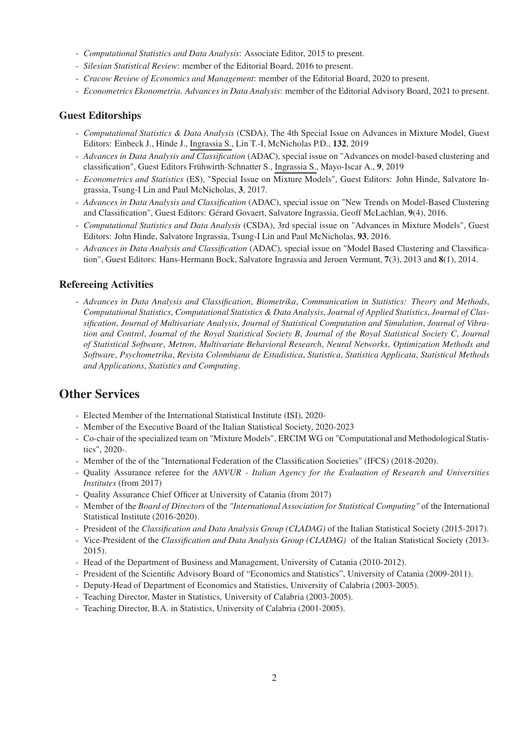- *Computational Statistics and Data Analysis*: Associate Editor, 2015 to present.
- *Silesian Statistical Review*: member of the Editorial Board, 2016 to present.
- *Cracow Review of Economics and Management*: member of the Editorial Board, 2020 to present.
- *Econometrics Ekonometria. Advances in Data Analysis*: member of the Editorial Advisory Board, 2021 to present.

### Guest Editorships

- *Computational Statistics & Data Analysis* (CSDA), The 4th Special Issue on Advances in Mixture Model, Guest Editors: Einbeck J., Hinde J., Ingrassia S., Lin T.-I, McNicholas P.D., **132**, 2019
- *Advances in Data Analysis and Classification* (ADAC), special issue on "Advances on model-based clustering and classification", Guest Editors Frühwirth-Schnatter S., Ingrassia S., Mayo-Iscar A., **9**, 2019
- *Econometrics and Statistics* (ES), "Special Issue on Mixture Models", Guest Editors: John Hinde, Salvatore Ingrassia, Tsung-I Lin and Paul McNicholas, **3**, 2017.
- *Advances in Data Analysis and Classification* (ADAC), special issue on "New Trends on Model-Based Clustering and Classification", Guest Editors: Gérard Govaert, Salvatore Ingrassia, Geoff McLachlan, **9**(4), 2016.
- *Computational Statistics and Data Analysis* (CSDA), 3rd special issue on "Advances in Mixture Models", Guest Editors: John Hinde, Salvatore Ingrassia, Tsung-I Lin and Paul McNicholas, **93**, 2016.
- *Advances in Data Analysis and Classification* (ADAC), special issue on "Model Based Clustering and Classification", Guest Editors: Hans-Hermann Bock, Salvatore Ingrassia and Jeroen Vermunt, **7**(3), 2013 and **8**(1), 2014.

### Refereeing Activities

- *Advances in Data Analysis and Classification*, *Biometrika*, *Communication in Statistics: Theory and Methods*, *Computational Statistics*, *Computational Statistics & Data Analysis*, *Journal of Applied Statistics*, *Journal of Classification*, *Journal of Multivariate Analysis*, *Journal of Statistical Computation and Simulation*, *Journal of Vibration and Control*, *Journal of the Royal Statistical Society B*, *Journal of the Royal Statistical Society C*, *Journal of Statistical Software*, *Metron*, *Multivariate Behavioral Research*, *Neural Networks*, *Optimization Methods and Software*, *Psychometrika*, *Revista Colombiana de Estadistica*, *Statistica*, *Statistica Applicata*, *Statistical Methods and Applications*, *Statistics and Computing*.

## Other Services

- Elected Member of the International Statistical Institute (ISI), 2020-
- Member of the Executive Board of the Italian Statistical Society, 2020-2023
- Co-chair of the specialized team on "Mixture Models", ERCIM WG on "Computational and Methodological Statistics", 2020-.
- Member of the of the "International Federation of the Classification Societies" (IFCS) (2018-2020).
- Quality Assurance referee for the *ANVUR - Italian Agency for the Evaluation of Research and Universities Institutes* (from 2017)
- Quality Assurance Chief Officer at University of Catania (from 2017)
- Member of the *Board of Directors* of the *"International Association for Statistical Computing"* of the International Statistical Institute (2016-2020).
- President of the *Classification and Data Analysis Group (CLADAG)* of the Italian Statistical Society (2015-2017).
- Vice-President of the *Classification and Data Analysis Group (CLADAG)* of the Italian Statistical Society (2013-2015).
- Head of the Department of Business and Management, University of Catania (2010-2012).
- President of the Scientific Advisory Board of "Economics and Statistics", University of Catania (2009-2011).
- Deputy-Head of Department of Economics and Statistics, University of Calabria (2003-2005).
- Teaching Director, Master in Statistics, University of Calabria (2003-2005).
- Teaching Director, B.A. in Statistics, University of Calabria (2001-2005).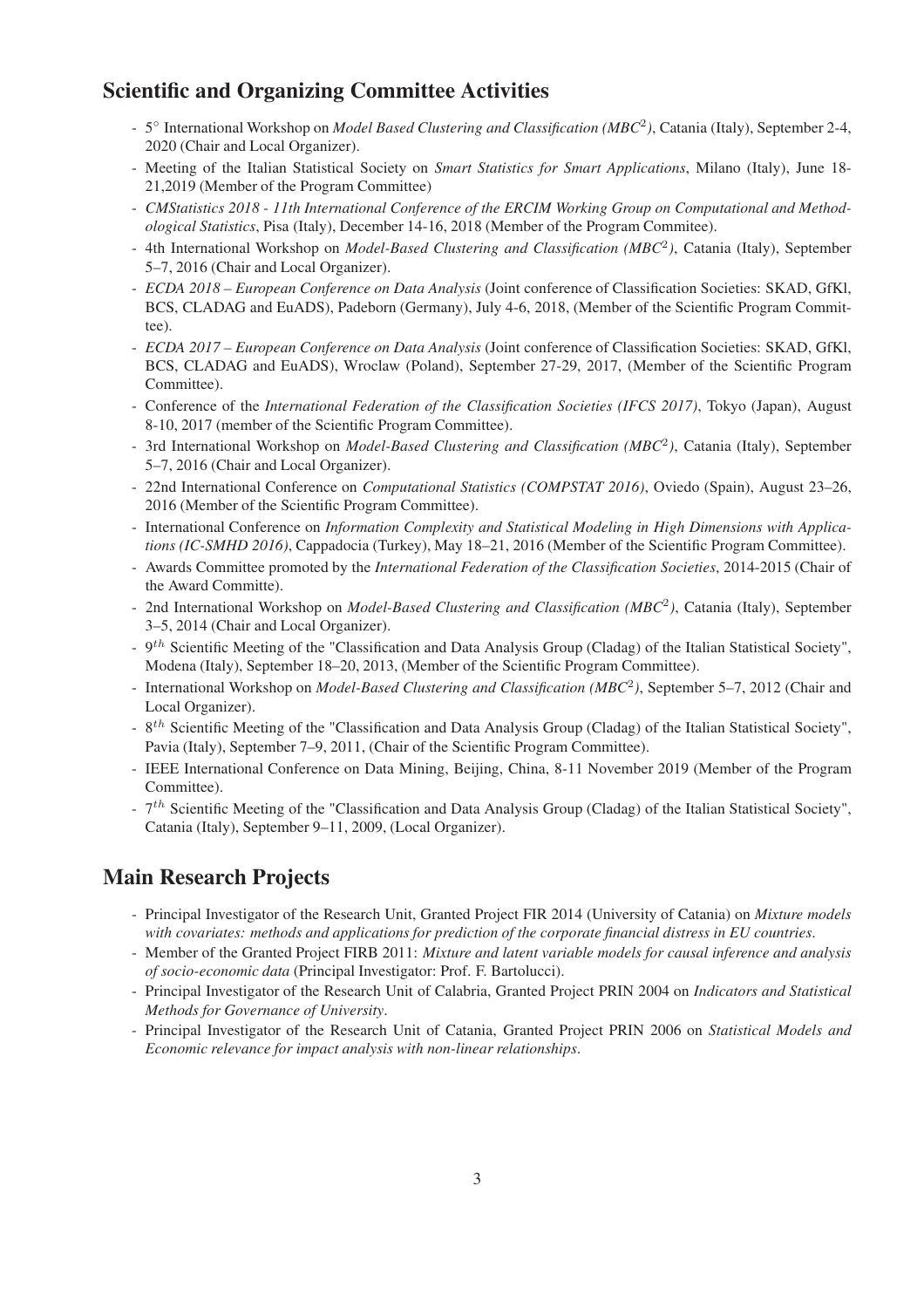## Scientific and Organizing Committee Activities

- 5° International Workshop on *Model Based Clustering and Classification (MBC$^2$)*, Catania (Italy), September 2-4, 2020 (Chair and Local Organizer).
- Meeting of the Italian Statistical Society on *Smart Statistics for Smart Applications*, Milano (Italy), June 18-21,2019 (Member of the Program Committee)
- *CMStatistics 2018 - 11th International Conference of the ERCIM Working Group on Computational and Methodological Statistics*, Pisa (Italy), December 14-16, 2018 (Member of the Program Commitee).
- 4th International Workshop on *Model-Based Clustering and Classification (MBC$^2$)*, Catania (Italy), September 5–7, 2016 (Chair and Local Organizer).
- *ECDA 2018 – European Conference on Data Analysis* (Joint conference of Classification Societies: SKAD, GfKl, BCS, CLADAG and EuADS), Padeborn (Germany), July 4-6, 2018, (Member of the Scientific Program Committee).
- *ECDA 2017 – European Conference on Data Analysis* (Joint conference of Classification Societies: SKAD, GfKl, BCS, CLADAG and EuADS), Wroclaw (Poland), September 27-29, 2017, (Member of the Scientific Program Committee).
- Conference of the *International Federation of the Classification Societies (IFCS 2017)*, Tokyo (Japan), August 8-10, 2017 (member of the Scientific Program Committee).
- 3rd International Workshop on *Model-Based Clustering and Classification (MBC$^2$)*, Catania (Italy), September 5–7, 2016 (Chair and Local Organizer).
- 22nd International Conference on *Computational Statistics (COMPSTAT 2016)*, Oviedo (Spain), August 23–26, 2016 (Member of the Scientific Program Committee).
- International Conference on *Information Complexity and Statistical Modeling in High Dimensions with Applications (IC-SMHD 2016)*, Cappadocia (Turkey), May 18–21, 2016 (Member of the Scientific Program Committee).
- Awards Committee promoted by the *International Federation of the Classification Societies*, 2014-2015 (Chair of the Award Committe).
- 2nd International Workshop on *Model-Based Clustering and Classification (MBC$^2$)*, Catania (Italy), September 3–5, 2014 (Chair and Local Organizer).
- 9$^{th}$ Scientific Meeting of the "Classification and Data Analysis Group (Cladag) of the Italian Statistical Society", Modena (Italy), September 18–20, 2013, (Member of the Scientific Program Committee).
- International Workshop on *Model-Based Clustering and Classification (MBC$^2$)*, September 5–7, 2012 (Chair and Local Organizer).
- 8$^{th}$ Scientific Meeting of the "Classification and Data Analysis Group (Cladag) of the Italian Statistical Society", Pavia (Italy), September 7–9, 2011, (Chair of the Scientific Program Committee).
- IEEE International Conference on Data Mining, Beijing, China, 8-11 November 2019 (Member of the Program Committee).
- 7$^{th}$ Scientific Meeting of the "Classification and Data Analysis Group (Cladag) of the Italian Statistical Society", Catania (Italy), September 9–11, 2009, (Local Organizer).

## Main Research Projects

- Principal Investigator of the Research Unit, Granted Project FIR 2014 (University of Catania) on *Mixture models with covariates: methods and applications for prediction of the corporate financial distress in EU countries*.
- Member of the Granted Project FIRB 2011: *Mixture and latent variable models for causal inference and analysis of socio-economic data* (Principal Investigator: Prof. F. Bartolucci).
- Principal Investigator of the Research Unit of Calabria, Granted Project PRIN 2004 on *Indicators and Statistical Methods for Governance of University*.
- Principal Investigator of the Research Unit of Catania, Granted Project PRIN 2006 on *Statistical Models and Economic relevance for impact analysis with non-linear relationships*.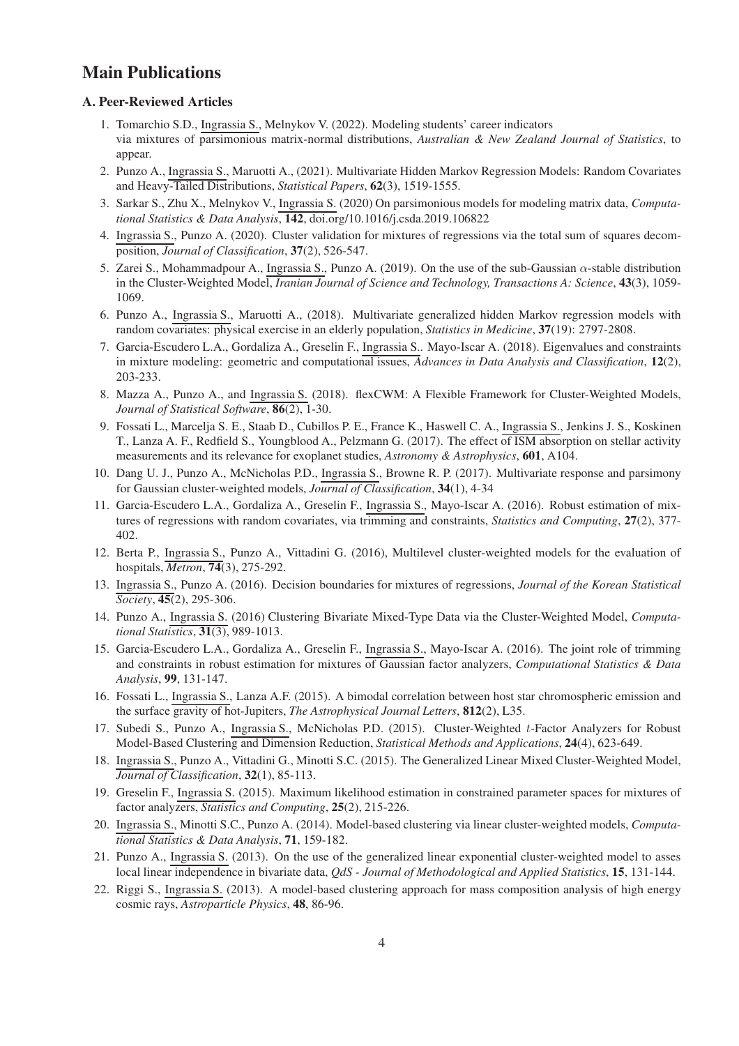# Main Publications

### A. Peer-Reviewed Articles

1. Tomarchio S.D., Ingrassia S., Melnykov V. (2022). Modeling students' career indicators via mixtures of parsimonious matrix-normal distributions, *Australian & New Zealand Journal of Statistics*, to appear.
2. Punzo A., Ingrassia S., Maruotti A., (2021). Multivariate Hidden Markov Regression Models: Random Covariates and Heavy-Tailed Distributions, *Statistical Papers*, **62**(3), 1519-1555.
3. Sarkar S., Zhu X., Melnykov V., Ingrassia S. (2020) On parsimonious models for modeling matrix data, *Computational Statistics & Data Analysis*, **142**, doi.org/10.1016/j.csda.2019.106822
4. Ingrassia S., Punzo A. (2020). Cluster validation for mixtures of regressions via the total sum of squares decomposition, *Journal of Classification*, **37**(2), 526-547.
5. Zarei S., Mohammadpour A., Ingrassia S., Punzo A. (2019). On the use of the sub-Gaussian $\alpha$-stable distribution in the Cluster-Weighted Model, *Iranian Journal of Science and Technology, Transactions A: Science*, **43**(3), 1059-1069.
6. Punzo A., Ingrassia S., Maruotti A., (2018). Multivariate generalized hidden Markov regression models with random covariates: physical exercise in an elderly population, *Statistics in Medicine*, **37**(19): 2797-2808.
7. Garcia-Escudero L.A., Gordaliza A., Greselin F., Ingrassia S.. Mayo-Iscar A. (2018). Eigenvalues and constraints in mixture modeling: geometric and computational issues, *Advances in Data Analysis and Classification*, **12**(2), 203-233.
8. Mazza A., Punzo A., and Ingrassia S. (2018). flexCWM: A Flexible Framework for Cluster-Weighted Models, *Journal of Statistical Software*, **86**(2), 1-30.
9. Fossati L., Marcelja S. E., Staab D., Cubillos P. E., France K., Haswell C. A., Ingrassia S., Jenkins J. S., Koskinen T., Lanza A. F., Redfield S., Youngblood A., Pelzmann G. (2017). The effect of ISM absorption on stellar activity measurements and its relevance for exoplanet studies, *Astronomy & Astrophysics*, **601**, A104.
10. Dang U. J., Punzo A., McNicholas P.D., Ingrassia S., Browne R. P. (2017). Multivariate response and parsimony for Gaussian cluster-weighted models, *Journal of Classification*, **34**(1), 4-34
11. Garcia-Escudero L.A., Gordaliza A., Greselin F., Ingrassia S., Mayo-Iscar A. (2016). Robust estimation of mixtures of regressions with random covariates, via trimming and constraints, *Statistics and Computing*, **27**(2), 377-402.
12. Berta P., Ingrassia S., Punzo A., Vittadini G. (2016), Multilevel cluster-weighted models for the evaluation of hospitals, *Metron*, **74**(3), 275-292.
13. Ingrassia S., Punzo A. (2016). Decision boundaries for mixtures of regressions, *Journal of the Korean Statistical Society*, **45**(2), 295-306.
14. Punzo A., Ingrassia S. (2016) Clustering Bivariate Mixed-Type Data via the Cluster-Weighted Model, *Computational Statistics*, **31**(3), 989-1013.
15. Garcia-Escudero L.A., Gordaliza A., Greselin F., Ingrassia S., Mayo-Iscar A. (2016). The joint role of trimming and constraints in robust estimation for mixtures of Gaussian factor analyzers, *Computational Statistics & Data Analysis*, **99**, 131-147.
16. Fossati L., Ingrassia S., Lanza A.F. (2015). A bimodal correlation between host star chromospheric emission and the surface gravity of hot-Jupiters, *The Astrophysical Journal Letters*, **812**(2), L35.
17. Subedi S., Punzo A., Ingrassia S., McNicholas P.D. (2015). Cluster-Weighted $t$-Factor Analyzers for Robust Model-Based Clustering and Dimension Reduction, *Statistical Methods and Applications*, **24**(4), 623-649.
18. Ingrassia S., Punzo A., Vittadini G., Minotti S.C. (2015). The Generalized Linear Mixed Cluster-Weighted Model, *Journal of Classification*, **32**(1), 85-113.
19. Greselin F., Ingrassia S. (2015). Maximum likelihood estimation in constrained parameter spaces for mixtures of factor analyzers, *Statistics and Computing*, **25**(2), 215-226.
20. Ingrassia S., Minotti S.C., Punzo A. (2014). Model-based clustering via linear cluster-weighted models, *Computational Statistics & Data Analysis*, **71**, 159-182.
21. Punzo A., Ingrassia S. (2013). On the use of the generalized linear exponential cluster-weighted model to asses local linear independence in bivariate data, *QdS - Journal of Methodological and Applied Statistics*, **15**, 131-144.
22. Riggi S., Ingrassia S. (2013). A model-based clustering approach for mass composition analysis of high energy cosmic rays, *Astroparticle Physics*, **48**, 86-96.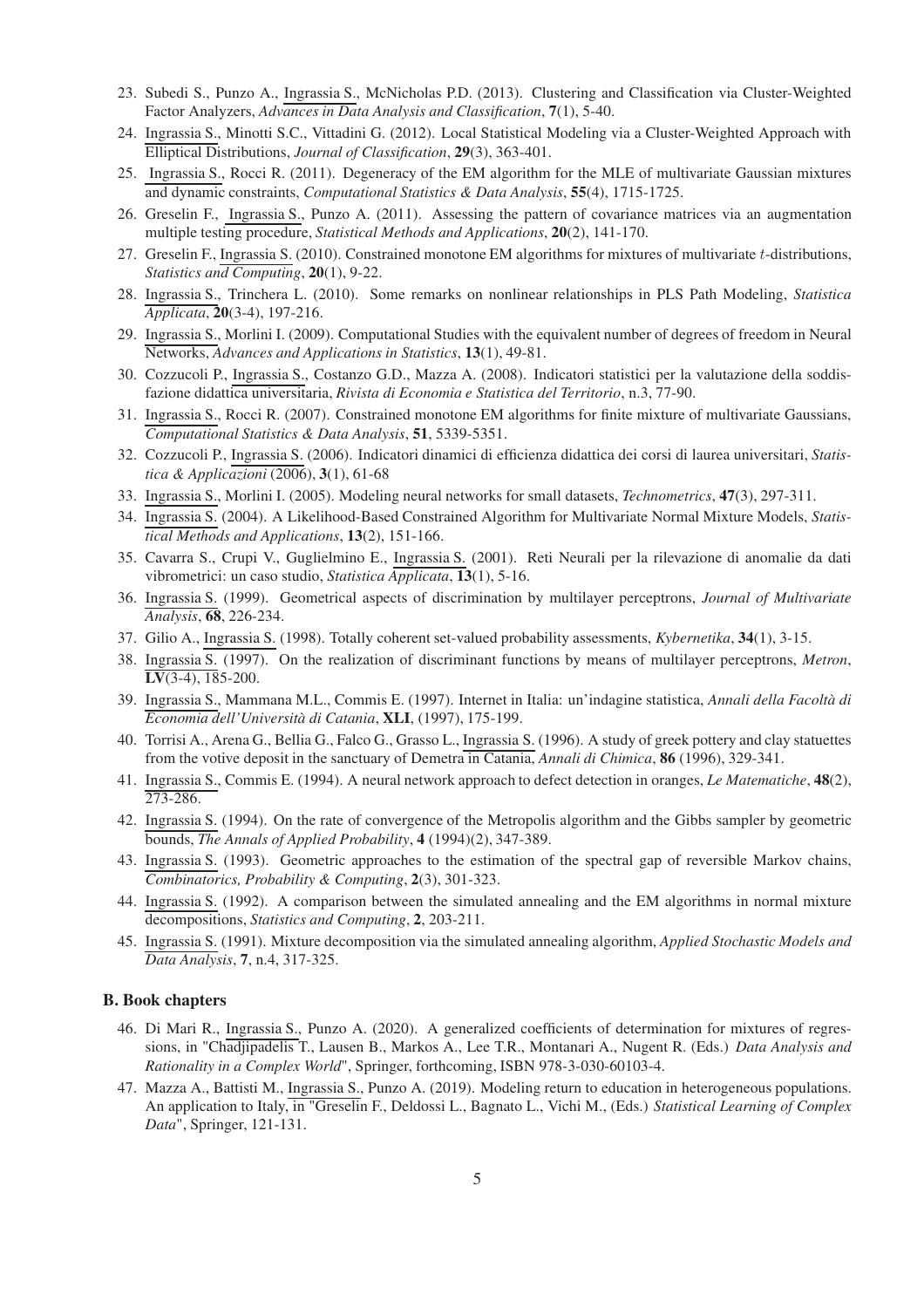23. Subedi S., Punzo A., Ingrassia S., McNicholas P.D. (2013). Clustering and Classification via Cluster-Weighted Factor Analyzers, *Advances in Data Analysis and Classification*, **7**(1), 5-40.
24. Ingrassia S., Minotti S.C., Vittadini G. (2012). Local Statistical Modeling via a Cluster-Weighted Approach with Elliptical Distributions, *Journal of Classification*, **29**(3), 363-401.
25. Ingrassia S., Rocci R. (2011). Degeneracy of the EM algorithm for the MLE of multivariate Gaussian mixtures and dynamic constraints, *Computational Statistics & Data Analysis*, **55**(4), 1715-1725.
26. Greselin F., Ingrassia S., Punzo A. (2011). Assessing the pattern of covariance matrices via an augmentation multiple testing procedure, *Statistical Methods and Applications*, **20**(2), 141-170.
27. Greselin F., Ingrassia S. (2010). Constrained monotone EM algorithms for mixtures of multivariate $t$-distributions, *Statistics and Computing*, **20**(1), 9-22.
28. Ingrassia S., Trinchera L. (2010). Some remarks on nonlinear relationships in PLS Path Modeling, *Statistica Applicata*, **20**(3-4), 197-216.
29. Ingrassia S., Morlini I. (2009). Computational Studies with the equivalent number of degrees of freedom in Neural Networks, *Advances and Applications in Statistics*, **13**(1), 49-81.
30. Cozzucoli P., Ingrassia S., Costanzo G.D., Mazza A. (2008). Indicatori statistici per la valutazione della soddisfazione didattica universitaria, *Rivista di Economia e Statistica del Territorio*, n.3, 77-90.
31. Ingrassia S., Rocci R. (2007). Constrained monotone EM algorithms for finite mixture of multivariate Gaussians, *Computational Statistics & Data Analysis*, **51**, 5339-5351.
32. Cozzucoli P., Ingrassia S. (2006). Indicatori dinamici di efficienza didattica dei corsi di laurea universitari, *Statistica & Applicazioni* (2006), **3**(1), 61-68
33. Ingrassia S., Morlini I. (2005). Modeling neural networks for small datasets, *Technometrics*, **47**(3), 297-311.
34. Ingrassia S. (2004). A Likelihood-Based Constrained Algorithm for Multivariate Normal Mixture Models, *Statistical Methods and Applications*, **13**(2), 151-166.
35. Cavarra S., Crupi V., Guglielmino E., Ingrassia S. (2001). Reti Neurali per la rilevazione di anomalie da dati vibrometrici: un caso studio, *Statistica Applicata*, **13**(1), 5-16.
36. Ingrassia S. (1999). Geometrical aspects of discrimination by multilayer perceptrons, *Journal of Multivariate Analysis*, **68**, 226-234.
37. Gilio A., Ingrassia S. (1998). Totally coherent set-valued probability assessments, *Kybernetika*, **34**(1), 3-15.
38. Ingrassia S. (1997). On the realization of discriminant functions by means of multilayer perceptrons, *Metron*, **LV**(3-4), 185-200.
39. Ingrassia S., Mammana M.L., Commis E. (1997). Internet in Italia: un'indagine statistica, *Annali della Facoltà di Economia dell'Università di Catania*, **XLI**, (1997), 175-199.
40. Torrisi A., Arena G., Bellia G., Falco G., Grasso L., Ingrassia S. (1996). A study of greek pottery and clay statuettes from the votive deposit in the sanctuary of Demetra in Catania, *Annali di Chimica*, **86** (1996), 329-341.
41. Ingrassia S., Commis E. (1994). A neural network approach to defect detection in oranges, *Le Matematiche*, **48**(2), 273-286.
42. Ingrassia S. (1994). On the rate of convergence of the Metropolis algorithm and the Gibbs sampler by geometric bounds, *The Annals of Applied Probability*, **4** (1994)(2), 347-389.
43. Ingrassia S. (1993). Geometric approaches to the estimation of the spectral gap of reversible Markov chains, *Combinatorics, Probability & Computing*, **2**(3), 301-323.
44. Ingrassia S. (1992). A comparison between the simulated annealing and the EM algorithms in normal mixture decompositions, *Statistics and Computing*, **2**, 203-211.
45. Ingrassia S. (1991). Mixture decomposition via the simulated annealing algorithm, *Applied Stochastic Models and Data Analysis*, **7**, n.4, 317-325.

### B. Book chapters

46. Di Mari R., Ingrassia S., Punzo A. (2020). A generalized coefficients of determination for mixtures of regressions, in "Chadjipadelis T., Lausen B., Markos A., Lee T.R., Montanari A., Nugent R. (Eds.) *Data Analysis and Rationality in a Complex World*", Springer, forthcoming, ISBN 978-3-030-60103-4.
47. Mazza A., Battisti M., Ingrassia S., Punzo A. (2019). Modeling return to education in heterogeneous populations. An application to Italy, in "Greselin F., Deldossi L., Bagnato L., Vichi M., (Eds.) *Statistical Learning of Complex Data*", Springer, 121-131.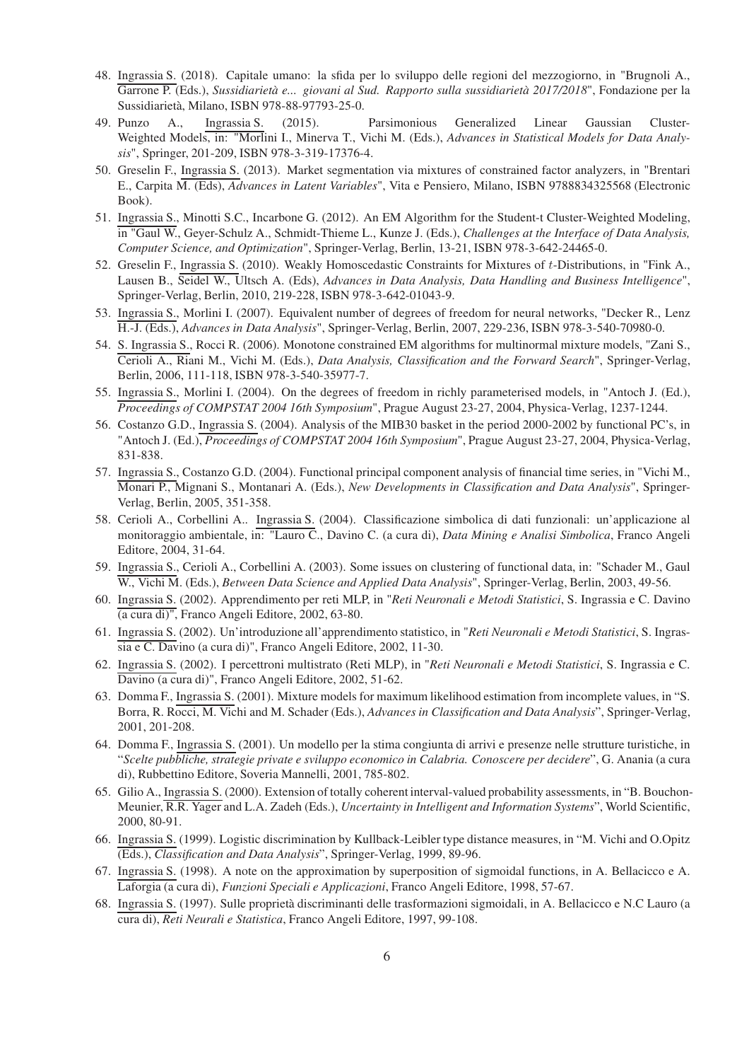48. Ingrassia S. (2018). Capitale umano: la sfida per lo sviluppo delle regioni del mezzogiorno, in "Brugnoli A., Garrone P. (Eds.), *Sussidiarietà e... giovani al Sud. Rapporto sulla sussidiarietà 2017/2018*", Fondazione per la Sussidiarietà, Milano, ISBN 978-88-97793-25-0.
49. Punzo A., Ingrassia S. (2015). Parsimonious Generalized Linear Gaussian Cluster-Weighted Models, in: "Morlini I., Minerva T., Vichi M. (Eds.), *Advances in Statistical Models for Data Analysis*", Springer, 201-209, ISBN 978-3-319-17376-4.
50. Greselin F., Ingrassia S. (2013). Market segmentation via mixtures of constrained factor analyzers, in "Brentari E., Carpita M. (Eds), *Advances in Latent Variables*", Vita e Pensiero, Milano, ISBN 9788834325568 (Electronic Book).
51. Ingrassia S., Minotti S.C., Incarbone G. (2012). An EM Algorithm for the Student-t Cluster-Weighted Modeling, in "Gaul W., Geyer-Schulz A., Schmidt-Thieme L., Kunze J. (Eds.), *Challenges at the Interface of Data Analysis, Computer Science, and Optimization*", Springer-Verlag, Berlin, 13-21, ISBN 978-3-642-24465-0.
52. Greselin F., Ingrassia S. (2010). Weakly Homoscedastic Constraints for Mixtures of $t$-Distributions, in "Fink A., Lausen B., Seidel W., Ultsch A. (Eds), *Advances in Data Analysis, Data Handling and Business Intelligence*", Springer-Verlag, Berlin, 2010, 219-228, ISBN 978-3-642-01043-9.
53. Ingrassia S., Morlini I. (2007). Equivalent number of degrees of freedom for neural networks, "Decker R., Lenz H.-J. (Eds.), *Advances in Data Analysis*", Springer-Verlag, Berlin, 2007, 229-236, ISBN 978-3-540-70980-0.
54. S. Ingrassia S., Rocci R. (2006). Monotone constrained EM algorithms for multinormal mixture models, "Zani S., Cerioli A., Riani M., Vichi M. (Eds.), *Data Analysis, Classification and the Forward Search*", Springer-Verlag, Berlin, 2006, 111-118, ISBN 978-3-540-35977-7.
55. Ingrassia S., Morlini I. (2004). On the degrees of freedom in richly parameterised models, in "Antoch J. (Ed.), *Proceedings of COMPSTAT 2004 16th Symposium*", Prague August 23-27, 2004, Physica-Verlag, 1237-1244.
56. Costanzo G.D., Ingrassia S. (2004). Analysis of the MIB30 basket in the period 2000-2002 by functional PC's, in "Antoch J. (Ed.), *Proceedings of COMPSTAT 2004 16th Symposium*", Prague August 23-27, 2004, Physica-Verlag, 831-838.
57. Ingrassia S., Costanzo G.D. (2004). Functional principal component analysis of financial time series, in "Vichi M., Monari P., Mignani S., Montanari A. (Eds.), *New Developments in Classification and Data Analysis*", Springer-Verlag, Berlin, 2005, 351-358.
58. Cerioli A., Corbellini A.. Ingrassia S. (2004). Classificazione simbolica di dati funzionali: un'applicazione al monitoraggio ambientale, in: "Lauro C., Davino C. (a cura di), *Data Mining e Analisi Simbolica*, Franco Angeli Editore, 2004, 31-64.
59. Ingrassia S., Cerioli A., Corbellini A. (2003). Some issues on clustering of functional data, in: "Schader M., Gaul W., Vichi M. (Eds.), *Between Data Science and Applied Data Analysis*", Springer-Verlag, Berlin, 2003, 49-56.
60. Ingrassia S. (2002). Apprendimento per reti MLP, in "*Reti Neuronali e Metodi Statistici*, S. Ingrassia e C. Davino (a cura di)", Franco Angeli Editore, 2002, 63-80.
61. Ingrassia S. (2002). Un'introduzione all'apprendimento statistico, in "*Reti Neuronali e Metodi Statistici*, S. Ingrassia e C. Davino (a cura di)", Franco Angeli Editore, 2002, 11-30.
62. Ingrassia S. (2002). I percettroni multistrato (Reti MLP), in "*Reti Neuronali e Metodi Statistici*, S. Ingrassia e C. Davino (a cura di)", Franco Angeli Editore, 2002, 51-62.
63. Domma F., Ingrassia S. (2001). Mixture models for maximum likelihood estimation from incomplete values, in "S. Borra, R. Rocci, M. Vichi and M. Schader (Eds.), *Advances in Classification and Data Analysis*", Springer-Verlag, 2001, 201-208.
64. Domma F., Ingrassia S. (2001). Un modello per la stima congiunta di arrivi e presenze nelle strutture turistiche, in "*Scelte pubbliche, strategie private e sviluppo economico in Calabria. Conoscere per decidere*", G. Anania (a cura di), Rubbettino Editore, Soveria Mannelli, 2001, 785-802.
65. Gilio A., Ingrassia S. (2000). Extension of totally coherent interval-valued probability assessments, in "B. Bouchon-Meunier, R.R. Yager and L.A. Zadeh (Eds.), *Uncertainty in Intelligent and Information Systems*", World Scientific, 2000, 80-91.
66. Ingrassia S. (1999). Logistic discrimination by Kullback-Leibler type distance measures, in "M. Vichi and O.Opitz (Eds.), *Classification and Data Analysis*", Springer-Verlag, 1999, 89-96.
67. Ingrassia S. (1998). A note on the approximation by superposition of sigmoidal functions, in A. Bellacicco e A. Laforgia (a cura di), *Funzioni Speciali e Applicazioni*, Franco Angeli Editore, 1998, 57-67.
68. Ingrassia S. (1997). Sulle proprietà discriminanti delle trasformazioni sigmoidali, in A. Bellacicco e N.C Lauro (a cura di), *Reti Neurali e Statistica*, Franco Angeli Editore, 1997, 99-108.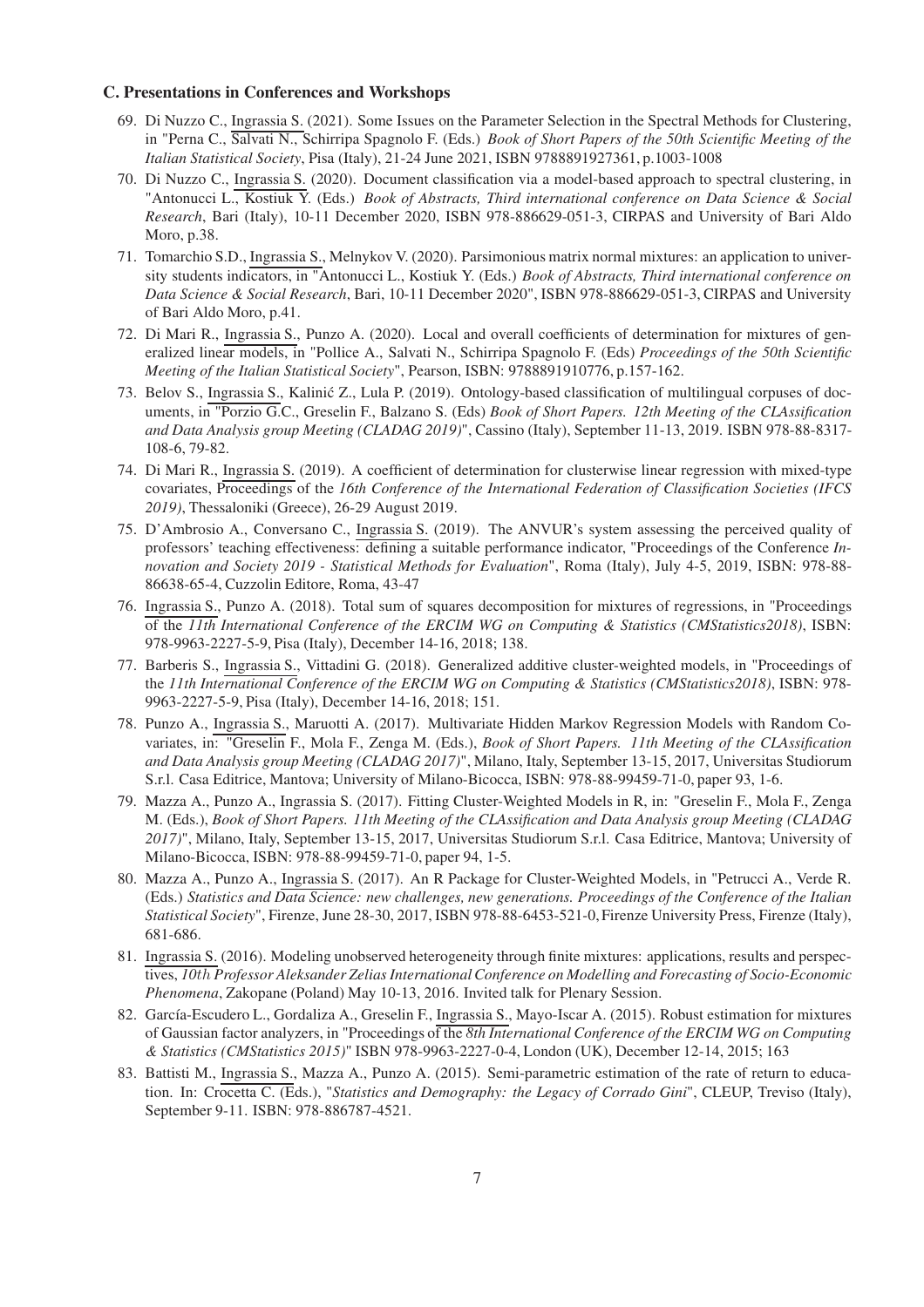### C. Presentations in Conferences and Workshops

69. Di Nuzzo C., Ingrassia S. (2021). Some Issues on the Parameter Selection in the Spectral Methods for Clustering, in "Perna C., Salvati N., Schirripa Spagnolo F. (Eds.) *Book of Short Papers of the 50th Scientific Meeting of the Italian Statistical Society*, Pisa (Italy), 21-24 June 2021, ISBN 9788891927361, p.1003-1008
70. Di Nuzzo C., Ingrassia S. (2020). Document classification via a model-based approach to spectral clustering, in "Antonucci L., Kostiuk Y. (Eds.) *Book of Abstracts, Third international conference on Data Science & Social Research*, Bari (Italy), 10-11 December 2020, ISBN 978-886629-051-3, CIRPAS and University of Bari Aldo Moro, p.38.
71. Tomarchio S.D., Ingrassia S., Melnykov V. (2020). Parsimonious matrix normal mixtures: an application to university students indicators, in "Antonucci L., Kostiuk Y. (Eds.) *Book of Abstracts, Third international conference on Data Science & Social Research*, Bari, 10-11 December 2020", ISBN 978-886629-051-3, CIRPAS and University of Bari Aldo Moro, p.41.
72. Di Mari R., Ingrassia S., Punzo A. (2020). Local and overall coefficients of determination for mixtures of generalized linear models, in "Pollice A., Salvati N., Schirripa Spagnolo F. (Eds) *Proceedings of the 50th Scientific Meeting of the Italian Statistical Society*", Pearson, ISBN: 9788891910776, p.157-162.
73. Belov S., Ingrassia S., Kalinić Z., Lula P. (2019). Ontology-based classification of multilingual corpuses of documents, in "Porzio G.C., Greselin F., Balzano S. (Eds) *Book of Short Papers. 12th Meeting of the CLAssification and Data Analysis group Meeting (CLADAG 2019)*", Cassino (Italy), September 11-13, 2019. ISBN 978-88-8317-108-6, 79-82.
74. Di Mari R., Ingrassia S. (2019). A coefficient of determination for clusterwise linear regression with mixed-type covariates, Proceedings of the *16th Conference of the International Federation of Classification Societies (IFCS 2019)*, Thessaloniki (Greece), 26-29 August 2019.
75. D'Ambrosio A., Conversano C., Ingrassia S. (2019). The ANVUR's system assessing the perceived quality of professors' teaching effectiveness: defining a suitable performance indicator, "Proceedings of the Conference *Innovation and Society 2019 - Statistical Methods for Evaluation*", Roma (Italy), July 4-5, 2019, ISBN: 978-88-86638-65-4, Cuzzolin Editore, Roma, 43-47
76. Ingrassia S., Punzo A. (2018). Total sum of squares decomposition for mixtures of regressions, in "Proceedings of the *11th International Conference of the ERCIM WG on Computing & Statistics (CMStatistics2018)*, ISBN: 978-9963-2227-5-9, Pisa (Italy), December 14-16, 2018; 138.
77. Barberis S., Ingrassia S., Vittadini G. (2018). Generalized additive cluster-weighted models, in "Proceedings of the *11th International Conference of the ERCIM WG on Computing & Statistics (CMStatistics2018)*, ISBN: 978-9963-2227-5-9, Pisa (Italy), December 14-16, 2018; 151.
78. Punzo A., Ingrassia S., Maruotti A. (2017). Multivariate Hidden Markov Regression Models with Random Covariates, in: "Greselin F., Mola F., Zenga M. (Eds.), *Book of Short Papers. 11th Meeting of the CLAssification and Data Analysis group Meeting (CLADAG 2017)*", Milano, Italy, September 13-15, 2017, Universitas Studiorum S.r.l. Casa Editrice, Mantova; University of Milano-Bicocca, ISBN: 978-88-99459-71-0, paper 93, 1-6.
79. Mazza A., Punzo A., Ingrassia S. (2017). Fitting Cluster-Weighted Models in R, in: "Greselin F., Mola F., Zenga M. (Eds.), *Book of Short Papers. 11th Meeting of the CLAssification and Data Analysis group Meeting (CLADAG 2017)*", Milano, Italy, September 13-15, 2017, Universitas Studiorum S.r.l. Casa Editrice, Mantova; University of Milano-Bicocca, ISBN: 978-88-99459-71-0, paper 94, 1-5.
80. Mazza A., Punzo A., Ingrassia S. (2017). An R Package for Cluster-Weighted Models, in "Petrucci A., Verde R. (Eds.) *Statistics and Data Science: new challenges, new generations. Proceedings of the Conference of the Italian Statistical Society*", Firenze, June 28-30, 2017, ISBN 978-88-6453-521-0, Firenze University Press, Firenze (Italy), 681-686.
81. Ingrassia S. (2016). Modeling unobserved heterogeneity through finite mixtures: applications, results and perspectives, *10th Professor Aleksander Zelias International Conference on Modelling and Forecasting of Socio-Economic Phenomena*, Zakopane (Poland) May 10-13, 2016. Invited talk for Plenary Session.
82. García-Escudero L., Gordaliza A., Greselin F., Ingrassia S., Mayo-Iscar A. (2015). Robust estimation for mixtures of Gaussian factor analyzers, in "Proceedings of the *8th International Conference of the ERCIM WG on Computing & Statistics (CMStatistics 2015)*" ISBN 978-9963-2227-0-4, London (UK), December 12-14, 2015; 163
83. Battisti M., Ingrassia S., Mazza A., Punzo A. (2015). Semi-parametric estimation of the rate of return to education. In: Crocetta C. (Eds.), "*Statistics and Demography: the Legacy of Corrado Gini*", CLEUP, Treviso (Italy), September 9-11. ISBN: 978-886787-4521.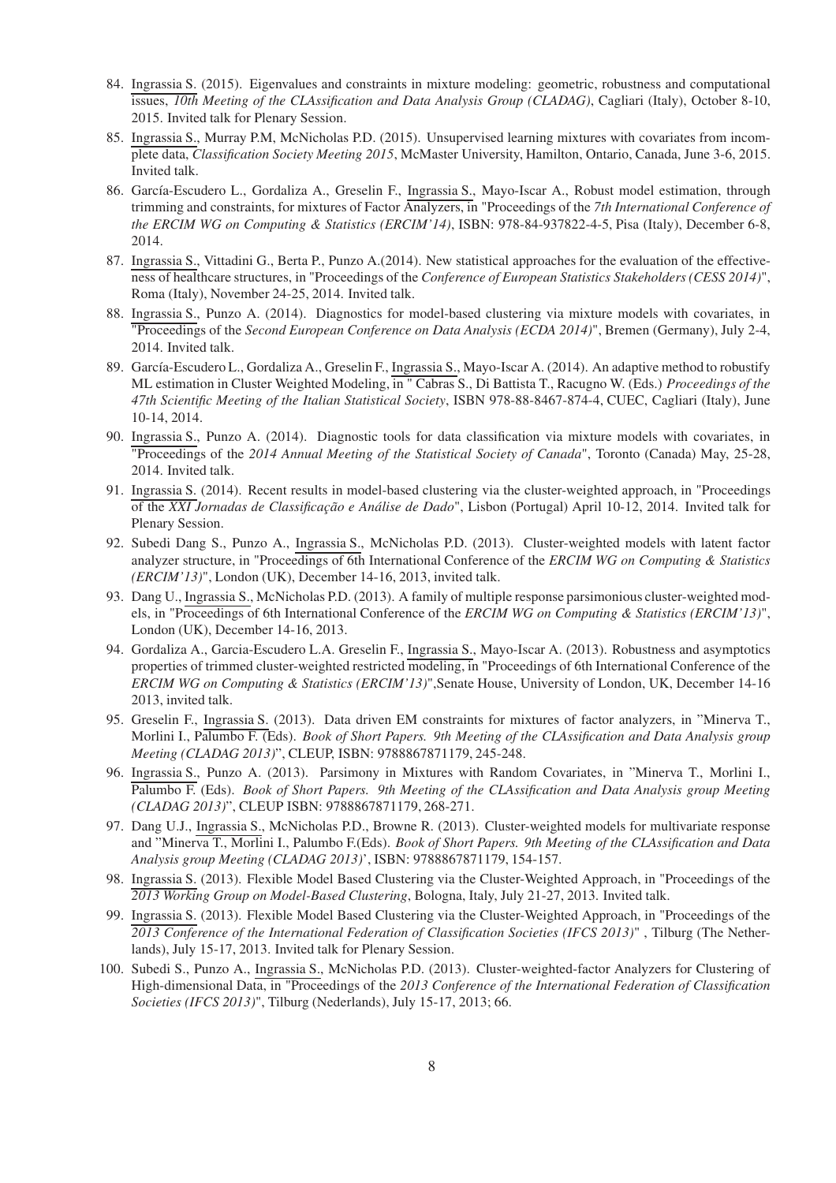84. Ingrassia S. (2015). Eigenvalues and constraints in mixture modeling: geometric, robustness and computational issues, *10th Meeting of the CLAssification and Data Analysis Group (CLADAG)*, Cagliari (Italy), October 8-10, 2015. Invited talk for Plenary Session.
85. Ingrassia S., Murray P.M, McNicholas P.D. (2015). Unsupervised learning mixtures with covariates from incomplete data, *Classification Society Meeting 2015*, McMaster University, Hamilton, Ontario, Canada, June 3-6, 2015. Invited talk.
86. García-Escudero L., Gordaliza A., Greselin F., Ingrassia S., Mayo-Iscar A., Robust model estimation, through trimming and constraints, for mixtures of Factor Analyzers, in "Proceedings of the *7th International Conference of the ERCIM WG on Computing & Statistics (ERCIM'14)*, ISBN: 978-84-937822-4-5, Pisa (Italy), December 6-8, 2014.
87. Ingrassia S., Vittadini G., Berta P., Punzo A.(2014). New statistical approaches for the evaluation of the effectiveness of healthcare structures, in "Proceedings of the *Conference of European Statistics Stakeholders (CESS 2014)*", Roma (Italy), November 24-25, 2014. Invited talk.
88. Ingrassia S., Punzo A. (2014). Diagnostics for model-based clustering via mixture models with covariates, in "Proceedings of the *Second European Conference on Data Analysis (ECDA 2014)*", Bremen (Germany), July 2-4, 2014. Invited talk.
89. García-Escudero L., Gordaliza A., Greselin F., Ingrassia S., Mayo-Iscar A. (2014). An adaptive method to robustify ML estimation in Cluster Weighted Modeling, in " Cabras S., Di Battista T., Racugno W. (Eds.) *Proceedings of the 47th Scientific Meeting of the Italian Statistical Society*, ISBN 978-88-8467-874-4, CUEC, Cagliari (Italy), June 10-14, 2014.
90. Ingrassia S., Punzo A. (2014). Diagnostic tools for data classification via mixture models with covariates, in "Proceedings of the *2014 Annual Meeting of the Statistical Society of Canada*", Toronto (Canada) May, 25-28, 2014. Invited talk.
91. Ingrassia S. (2014). Recent results in model-based clustering via the cluster-weighted approach, in "Proceedings of the *XXI Jornadas de Classificação e Análise de Dado*", Lisbon (Portugal) April 10-12, 2014. Invited talk for Plenary Session.
92. Subedi Dang S., Punzo A., Ingrassia S., McNicholas P.D. (2013). Cluster-weighted models with latent factor analyzer structure, in "Proceedings of 6th International Conference of the *ERCIM WG on Computing & Statistics (ERCIM'13)*", London (UK), December 14-16, 2013, invited talk.
93. Dang U., Ingrassia S., McNicholas P.D. (2013). A family of multiple response parsimonious cluster-weighted models, in "Proceedings of 6th International Conference of the *ERCIM WG on Computing & Statistics (ERCIM'13)*", London (UK), December 14-16, 2013.
94. Gordaliza A., Garcia-Escudero L.A. Greselin F., Ingrassia S., Mayo-Iscar A. (2013). Robustness and asymptotics properties of trimmed cluster-weighted restricted modeling, in "Proceedings of 6th International Conference of the *ERCIM WG on Computing & Statistics (ERCIM'13)*",Senate House, University of London, UK, December 14-16 2013, invited talk.
95. Greselin F., Ingrassia S. (2013). Data driven EM constraints for mixtures of factor analyzers, in "Minerva T., Morlini I., Palumbo F. (Eds). *Book of Short Papers. 9th Meeting of the CLAssification and Data Analysis group Meeting (CLADAG 2013)*", CLEUP, ISBN: 9788867871179, 245-248.
96. Ingrassia S., Punzo A. (2013). Parsimony in Mixtures with Random Covariates, in "Minerva T., Morlini I., Palumbo F. (Eds). *Book of Short Papers. 9th Meeting of the CLAssification and Data Analysis group Meeting (CLADAG 2013)*", CLEUP ISBN: 9788867871179, 268-271.
97. Dang U.J., Ingrassia S., McNicholas P.D., Browne R. (2013). Cluster-weighted models for multivariate response and "Minerva T., Morlini I., Palumbo F.(Eds). *Book of Short Papers. 9th Meeting of the CLAssification and Data Analysis group Meeting (CLADAG 2013)*', ISBN: 9788867871179, 154-157.
98. Ingrassia S. (2013). Flexible Model Based Clustering via the Cluster-Weighted Approach, in "Proceedings of the *2013 Working Group on Model-Based Clustering*, Bologna, Italy, July 21-27, 2013. Invited talk.
99. Ingrassia S. (2013). Flexible Model Based Clustering via the Cluster-Weighted Approach, in "Proceedings of the *2013 Conference of the International Federation of Classification Societies (IFCS 2013)*" , Tilburg (The Netherlands), July 15-17, 2013. Invited talk for Plenary Session.
100. Subedi S., Punzo A., Ingrassia S., McNicholas P.D. (2013). Cluster-weighted-factor Analyzers for Clustering of High-dimensional Data, in "Proceedings of the *2013 Conference of the International Federation of Classification Societies (IFCS 2013)*", Tilburg (Nederlands), July 15-17, 2013; 66.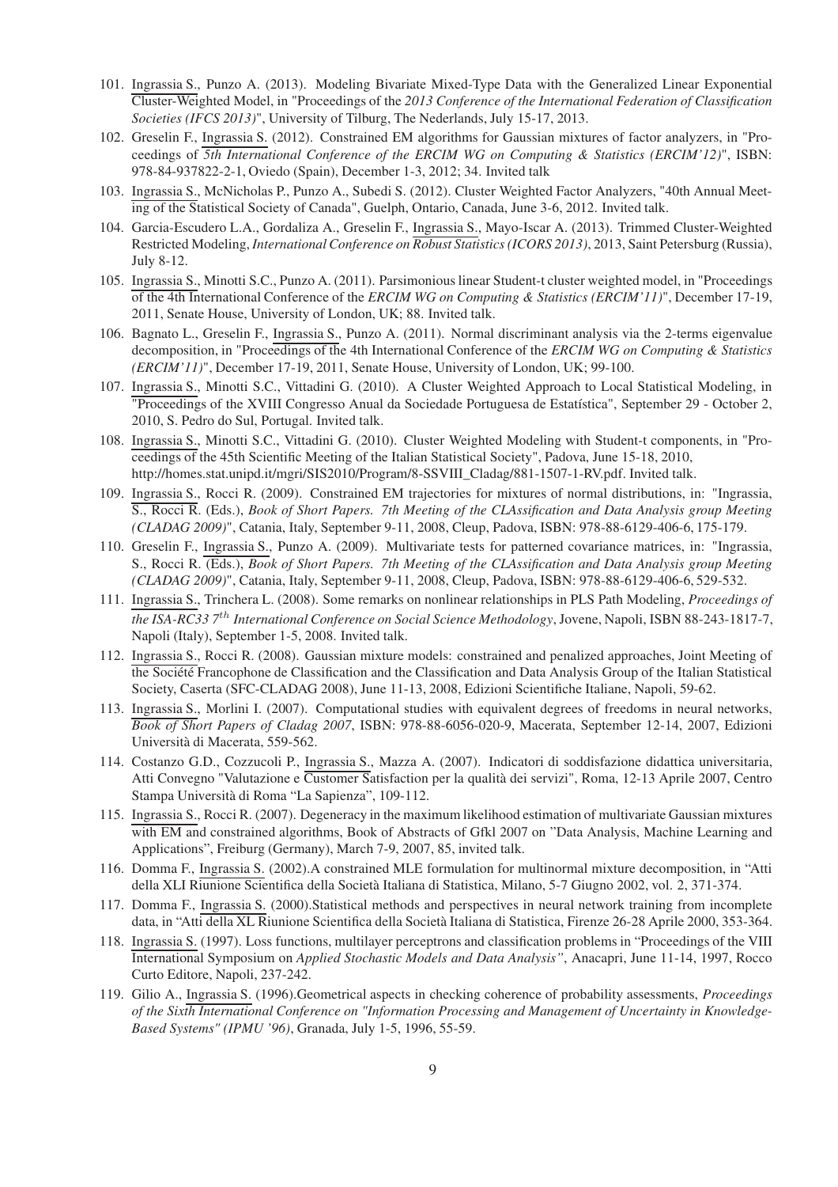101. Ingrassia S., Punzo A. (2013). Modeling Bivariate Mixed-Type Data with the Generalized Linear Exponential Cluster-Weighted Model, in "Proceedings of the *2013 Conference of the International Federation of Classification Societies (IFCS 2013)*", University of Tilburg, The Nederlands, July 15-17, 2013.
102. Greselin F., Ingrassia S. (2012). Constrained EM algorithms for Gaussian mixtures of factor analyzers, in "Proceedings of *5th International Conference of the ERCIM WG on Computing & Statistics (ERCIM'12)*", ISBN: 978-84-937822-2-1, Oviedo (Spain), December 1-3, 2012; 34. Invited talk
103. Ingrassia S., McNicholas P., Punzo A., Subedi S. (2012). Cluster Weighted Factor Analyzers, "40th Annual Meeting of the Statistical Society of Canada", Guelph, Ontario, Canada, June 3-6, 2012. Invited talk.
104. Garcia-Escudero L.A., Gordaliza A., Greselin F., Ingrassia S., Mayo-Iscar A. (2013). Trimmed Cluster-Weighted Restricted Modeling, *International Conference on Robust Statistics (ICORS 2013)*, 2013, Saint Petersburg (Russia), July 8-12.
105. Ingrassia S., Minotti S.C., Punzo A. (2011). Parsimonious linear Student-t cluster weighted model, in "Proceedings of the 4th International Conference of the *ERCIM WG on Computing & Statistics (ERCIM'11)*", December 17-19, 2011, Senate House, University of London, UK; 88. Invited talk.
106. Bagnato L., Greselin F., Ingrassia S., Punzo A. (2011). Normal discriminant analysis via the 2-terms eigenvalue decomposition, in "Proceedings of the 4th International Conference of the *ERCIM WG on Computing & Statistics (ERCIM'11)*", December 17-19, 2011, Senate House, University of London, UK; 99-100.
107. Ingrassia S., Minotti S.C., Vittadini G. (2010). A Cluster Weighted Approach to Local Statistical Modeling, in "Proceedings of the XVIII Congresso Anual da Sociedade Portuguesa de Estatística", September 29 - October 2, 2010, S. Pedro do Sul, Portugal. Invited talk.
108. Ingrassia S., Minotti S.C., Vittadini G. (2010). Cluster Weighted Modeling with Student-t components, in "Proceedings of the 45th Scientific Meeting of the Italian Statistical Society", Padova, June 15-18, 2010, http://homes.stat.unipd.it/mgri/SIS2010/Program/8-SSVIII_Cladag/881-1507-1-RV.pdf. Invited talk.
109. Ingrassia S., Rocci R. (2009). Constrained EM trajectories for mixtures of normal distributions, in: "Ingrassia, S., Rocci R. (Eds.), *Book of Short Papers. 7th Meeting of the CLAssification and Data Analysis group Meeting (CLADAG 2009)*", Catania, Italy, September 9-11, 2008, Cleup, Padova, ISBN: 978-88-6129-406-6, 175-179.
110. Greselin F., Ingrassia S., Punzo A. (2009). Multivariate tests for patterned covariance matrices, in: "Ingrassia, S., Rocci R. (Eds.), *Book of Short Papers. 7th Meeting of the CLAssification and Data Analysis group Meeting (CLADAG 2009)*", Catania, Italy, September 9-11, 2008, Cleup, Padova, ISBN: 978-88-6129-406-6, 529-532.
111. Ingrassia S., Trinchera L. (2008). Some remarks on nonlinear relationships in PLS Path Modeling, *Proceedings of the ISA-RC33 7$^{th}$ International Conference on Social Science Methodology*, Jovene, Napoli, ISBN 88-243-1817-7, Napoli (Italy), September 1-5, 2008. Invited talk.
112. Ingrassia S., Rocci R. (2008). Gaussian mixture models: constrained and penalized approaches, Joint Meeting of the Société Francophone de Classification and the Classification and Data Analysis Group of the Italian Statistical Society, Caserta (SFC-CLADAG 2008), June 11-13, 2008, Edizioni Scientifiche Italiane, Napoli, 59-62.
113. Ingrassia S., Morlini I. (2007). Computational studies with equivalent degrees of freedoms in neural networks, *Book of Short Papers of Cladag 2007*, ISBN: 978-88-6056-020-9, Macerata, September 12-14, 2007, Edizioni Università di Macerata, 559-562.
114. Costanzo G.D., Cozzucoli P., Ingrassia S., Mazza A. (2007). Indicatori di soddisfazione didattica universitaria, Atti Convegno "Valutazione e Customer Satisfaction per la qualità dei servizi", Roma, 12-13 Aprile 2007, Centro Stampa Università di Roma "La Sapienza", 109-112.
115. Ingrassia S., Rocci R. (2007). Degeneracy in the maximum likelihood estimation of multivariate Gaussian mixtures with EM and constrained algorithms, Book of Abstracts of Gfkl 2007 on "Data Analysis, Machine Learning and Applications", Freiburg (Germany), March 7-9, 2007, 85, invited talk.
116. Domma F., Ingrassia S. (2002).A constrained MLE formulation for multinormal mixture decomposition, in "Atti della XLI Riunione Scientifica della Società Italiana di Statistica, Milano, 5-7 Giugno 2002, vol. 2, 371-374.
117. Domma F., Ingrassia S. (2000).Statistical methods and perspectives in neural network training from incomplete data, in "Atti della XL Riunione Scientifica della Società Italiana di Statistica, Firenze 26-28 Aprile 2000, 353-364.
118. Ingrassia S. (1997). Loss functions, multilayer perceptrons and classification problems in "Proceedings of the VIII International Symposium on *Applied Stochastic Models and Data Analysis"*, Anacapri, June 11-14, 1997, Rocco Curto Editore, Napoli, 237-242.
119. Gilio A., Ingrassia S. (1996).Geometrical aspects in checking coherence of probability assessments, *Proceedings of the Sixth International Conference on "Information Processing and Management of Uncertainty in Knowledge-Based Systems" (IPMU '96)*, Granada, July 1-5, 1996, 55-59.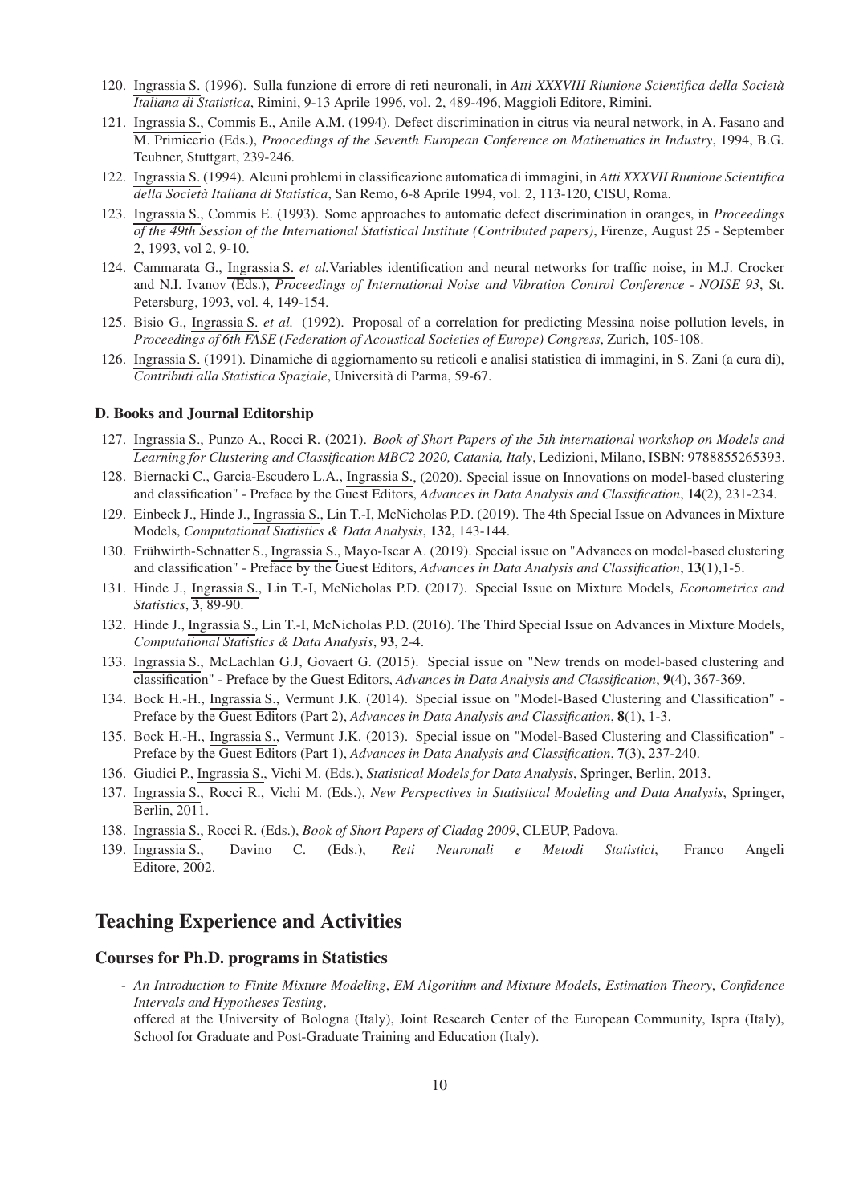120. Ingrassia S. (1996). Sulla funzione di errore di reti neuronali, in *Atti XXXVIII Riunione Scientifica della Società Italiana di Statistica*, Rimini, 9-13 Aprile 1996, vol. 2, 489-496, Maggioli Editore, Rimini.
121. Ingrassia S., Commis E., Anile A.M. (1994). Defect discrimination in citrus via neural network, in A. Fasano and M. Primicerio (Eds.), *Proocedings of the Seventh European Conference on Mathematics in Industry*, 1994, B.G. Teubner, Stuttgart, 239-246.
122. Ingrassia S. (1994). Alcuni problemi in classificazione automatica di immagini, in *Atti XXXVII Riunione Scientifica della Società Italiana di Statistica*, San Remo, 6-8 Aprile 1994, vol. 2, 113-120, CISU, Roma.
123. Ingrassia S., Commis E. (1993). Some approaches to automatic defect discrimination in oranges, in *Proceedings of the 49th Session of the International Statistical Institute (Contributed papers)*, Firenze, August 25 - September 2, 1993, vol 2, 9-10.
124. Cammarata G., Ingrassia S. *et al.*Variables identification and neural networks for traffic noise, in M.J. Crocker and N.I. Ivanov (Eds.), *Proceedings of International Noise and Vibration Control Conference - NOISE 93*, St. Petersburg, 1993, vol. 4, 149-154.
125. Bisio G., Ingrassia S. *et al.* (1992). Proposal of a correlation for predicting Messina noise pollution levels, in *Proceedings of 6th FASE (Federation of Acoustical Societies of Europe) Congress*, Zurich, 105-108.
126. Ingrassia S. (1991). Dinamiche di aggiornamento su reticoli e analisi statistica di immagini, in S. Zani (a cura di), *Contributi alla Statistica Spaziale*, Università di Parma, 59-67.

### D. Books and Journal Editorship

127. Ingrassia S., Punzo A., Rocci R. (2021). *Book of Short Papers of the 5th international workshop on Models and Learning for Clustering and Classification MBC2 2020, Catania, Italy*, Ledizioni, Milano, ISBN: 9788855265393.
128. Biernacki C., Garcia-Escudero L.A., Ingrassia S., (2020). Special issue on Innovations on model-based clustering and classification" - Preface by the Guest Editors, *Advances in Data Analysis and Classification*, **14**(2), 231-234.
129. Einbeck J., Hinde J., Ingrassia S., Lin T.-I, McNicholas P.D. (2019). The 4th Special Issue on Advances in Mixture Models, *Computational Statistics & Data Analysis*, **132**, 143-144.
130. Frühwirth-Schnatter S., Ingrassia S., Mayo-Iscar A. (2019). Special issue on "Advances on model-based clustering and classification" - Preface by the Guest Editors, *Advances in Data Analysis and Classification*, **13**(1),1-5.
131. Hinde J., Ingrassia S., Lin T.-I, McNicholas P.D. (2017). Special Issue on Mixture Models, *Econometrics and Statistics*, **3**, 89-90.
132. Hinde J., Ingrassia S., Lin T.-I, McNicholas P.D. (2016). The Third Special Issue on Advances in Mixture Models, *Computational Statistics & Data Analysis*, **93**, 2-4.
133. Ingrassia S., McLachlan G.J, Govaert G. (2015). Special issue on "New trends on model-based clustering and classification" - Preface by the Guest Editors, *Advances in Data Analysis and Classification*, **9**(4), 367-369.
134. Bock H.-H., Ingrassia S., Vermunt J.K. (2014). Special issue on "Model-Based Clustering and Classification" - Preface by the Guest Editors (Part 2), *Advances in Data Analysis and Classification*, **8**(1), 1-3.
135. Bock H.-H., Ingrassia S., Vermunt J.K. (2013). Special issue on "Model-Based Clustering and Classification" - Preface by the Guest Editors (Part 1), *Advances in Data Analysis and Classification*, **7**(3), 237-240.
136. Giudici P., Ingrassia S., Vichi M. (Eds.), *Statistical Models for Data Analysis*, Springer, Berlin, 2013.
137. Ingrassia S., Rocci R., Vichi M. (Eds.), *New Perspectives in Statistical Modeling and Data Analysis*, Springer, Berlin, 2011.
138. Ingrassia S., Rocci R. (Eds.), *Book of Short Papers of Cladag 2009*, CLEUP, Padova.
139. Ingrassia S., Davino C. (Eds.), *Reti Neuronali e Metodi Statistici*, Franco Angeli Editore, 2002.

## Teaching Experience and Activities

### Courses for Ph.D. programs in Statistics

- *An Introduction to Finite Mixture Modeling*, *EM Algorithm and Mixture Models*, *Estimation Theory*, *Confidence Intervals and Hypotheses Testing*,
  offered at the University of Bologna (Italy), Joint Research Center of the European Community, Ispra (Italy), School for Graduate and Post-Graduate Training and Education (Italy).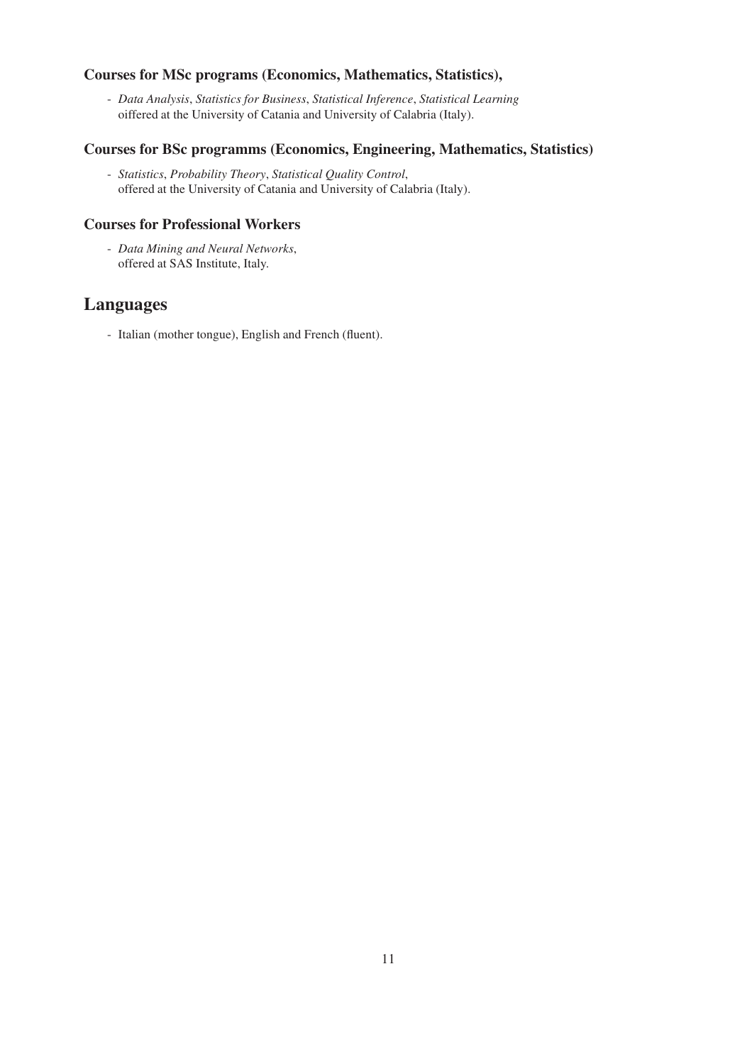### Courses for MSc programs (Economics, Mathematics, Statistics),

- *Data Analysis*, *Statistics for Business*, *Statistical Inference*, *Statistical Learning*
  oiffered at the University of Catania and University of Calabria (Italy).

### Courses for BSc programms (Economics, Engineering, Mathematics, Statistics)

- *Statistics*, *Probability Theory*, *Statistical Quality Control*,
  offered at the University of Catania and University of Calabria (Italy).

### Courses for Professional Workers

- *Data Mining and Neural Networks*,
  offered at SAS Institute, Italy.

## Languages

- Italian (mother tongue), English and French (fluent).